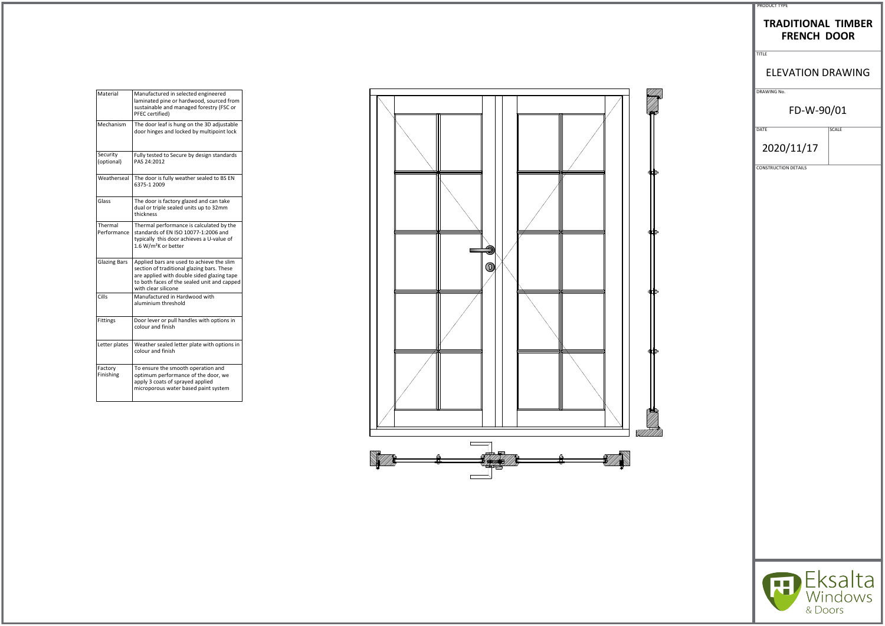| Material | Manufactured in selected engineeered laminated pine or hardwood, sourced from sustainable and managed forestry (FSC or PFEC certified) |
| --- | --- |
| Mechanism | The door leaf is hung on the 3D adjustable door hinges and locked by multipoint lock |
| Security (optional) | Fully tested to Secure by design standards PAS 24:2012 |
| Weatherseal | The door is fully weather sealed to BS EN 6375-1 2009 |
| Glass | The door is factory glazed and can take dual or triple sealed units up to 32mm thickness |
| Thermal Performance | Thermal performance is calculated by the standards of EN ISO 10077-1:2006 and typically this door achieves a U-value of 1.6 W/m²K or better |
| Glazing Bars | Applied bars are used to achieve the slim section of traditional glazing bars. These are applied with double sided glazing tape to both faces of the sealed unit and capped with clear silicone |
| Cills | Manufactured in Hardwood with aluminium threshold |
| Fittings | Door lever or pull handles with options in colour and finish |
| Letter plates | Weather sealed letter plate with options in colour and finish |
| Factory Finishing | To ensure the smooth operation and optimum performance of the door, we apply 3 coats of sprayed applied microporous water based paint system |

PRODUCT TYPE

**TRADITIONAL TIMBER FRENCH DOOR**

TITLE

ELEVATION DRAWING

DRAWING No.

FD-W-90/01

| DATE | SCALE |
| --- | --- |
| 2020/11/17 | |

CONSTRUCTION DETAILS

Eksalta Windows & Doors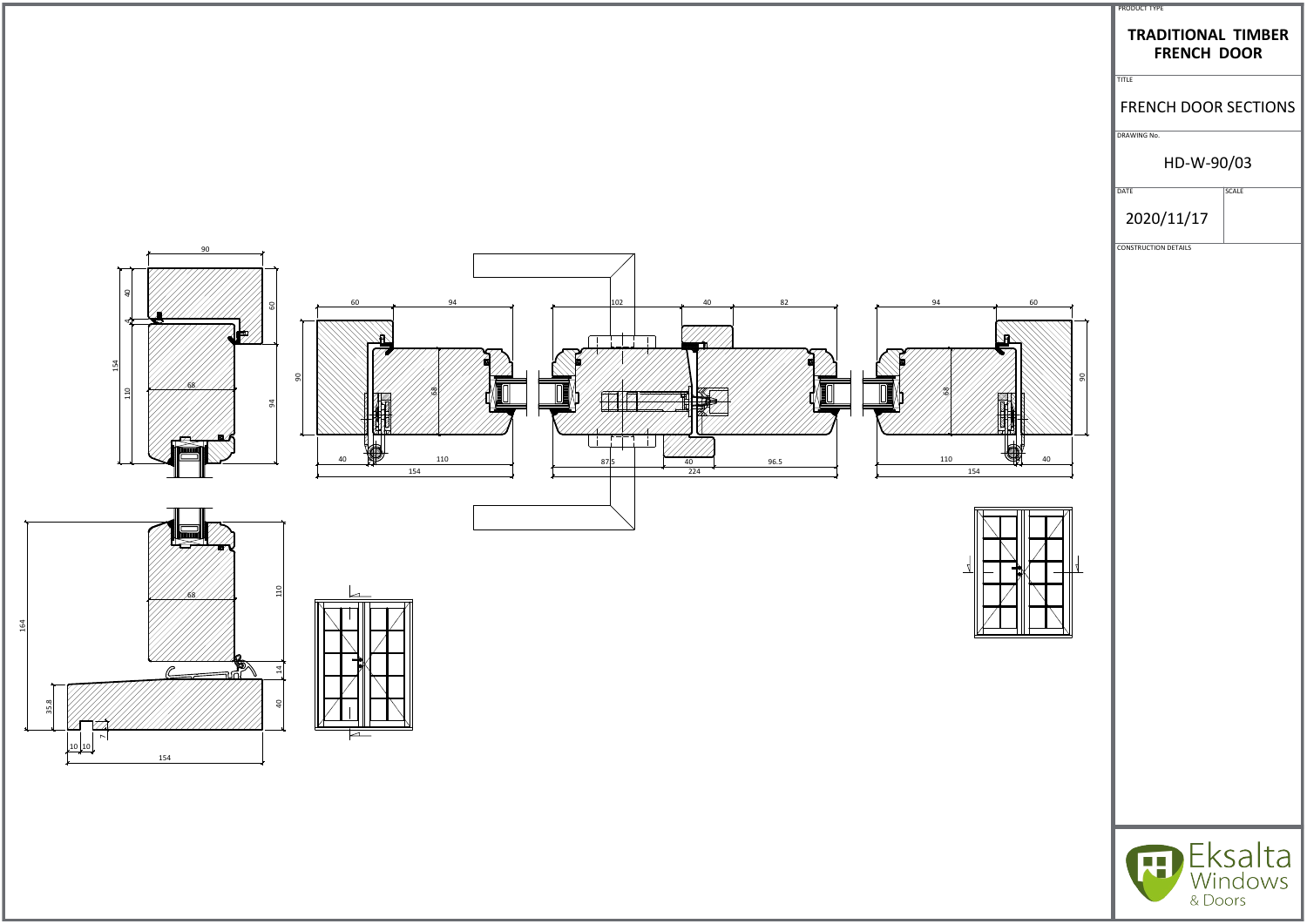PRODUCT TYPE

**TRADITIONAL TIMBER FRENCH DOOR**

TITLE

FRENCH DOOR SECTIONS

DRAWING No.

HD-W-90/03

| DATE | SCALE |
|---|---|
| 2020/11/17 | |

CONSTRUCTION DETAILS

Eksalta Windows & Doors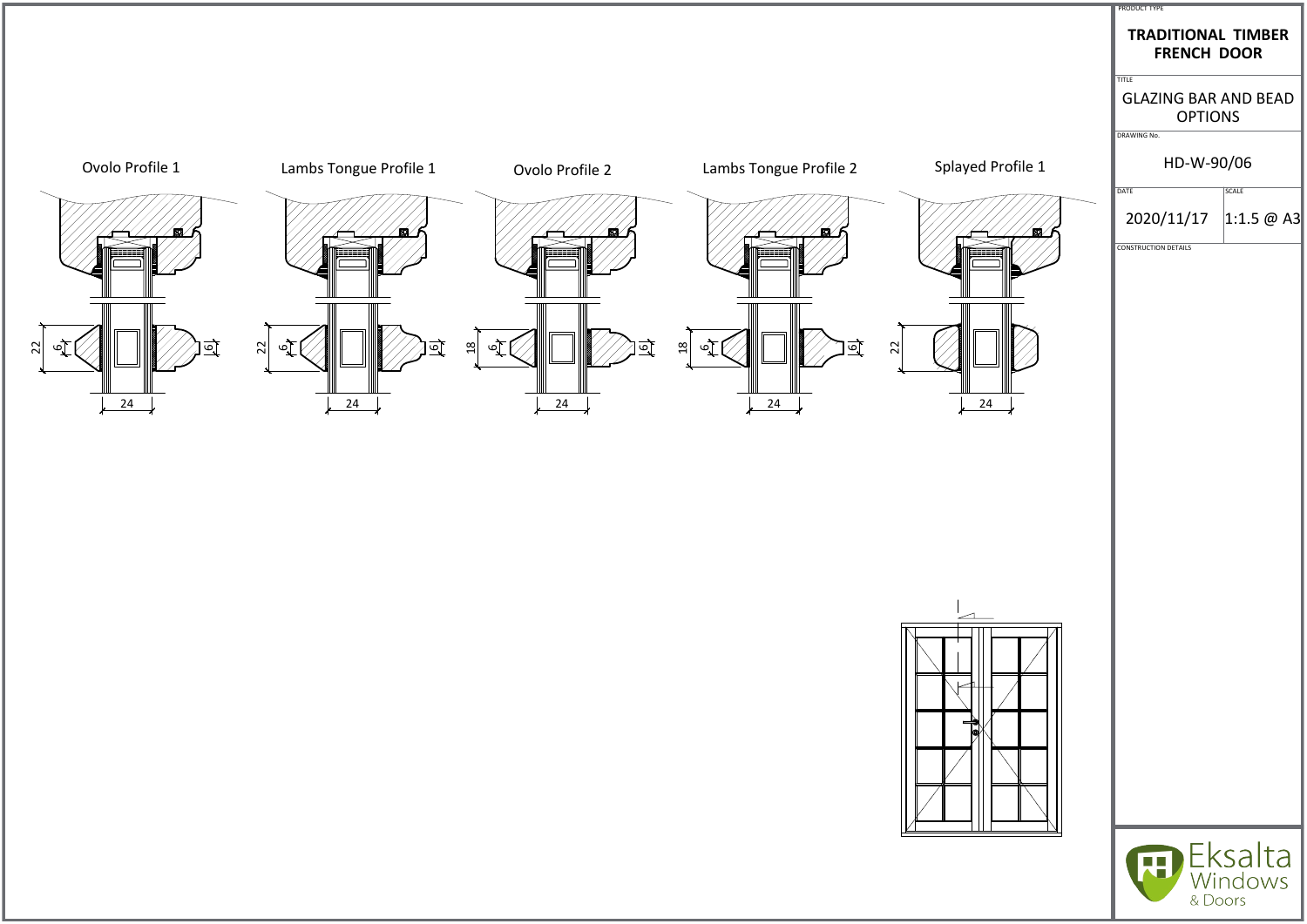PRODUCT TYPE

**TRADITIONAL TIMBER FRENCH DOOR**

TITLE

GLAZING BAR AND BEAD OPTIONS

DRAWING No.

HD-W-90/06

| DATE | SCALE |
|---|---|
| 2020/11/17 | 1:1.5 @ A3 |

CONSTRUCTION DETAILS

Ovolo Profile 1

22, 6, 6, 24

Lambs Tongue Profile 1

22, 6, 6, 24

Ovolo Profile 2

18, 6, 6, 24

Lambs Tongue Profile 2

18, 6, 6, 24

Splayed Profile 1

22, 24

Eksalta Windows & Doors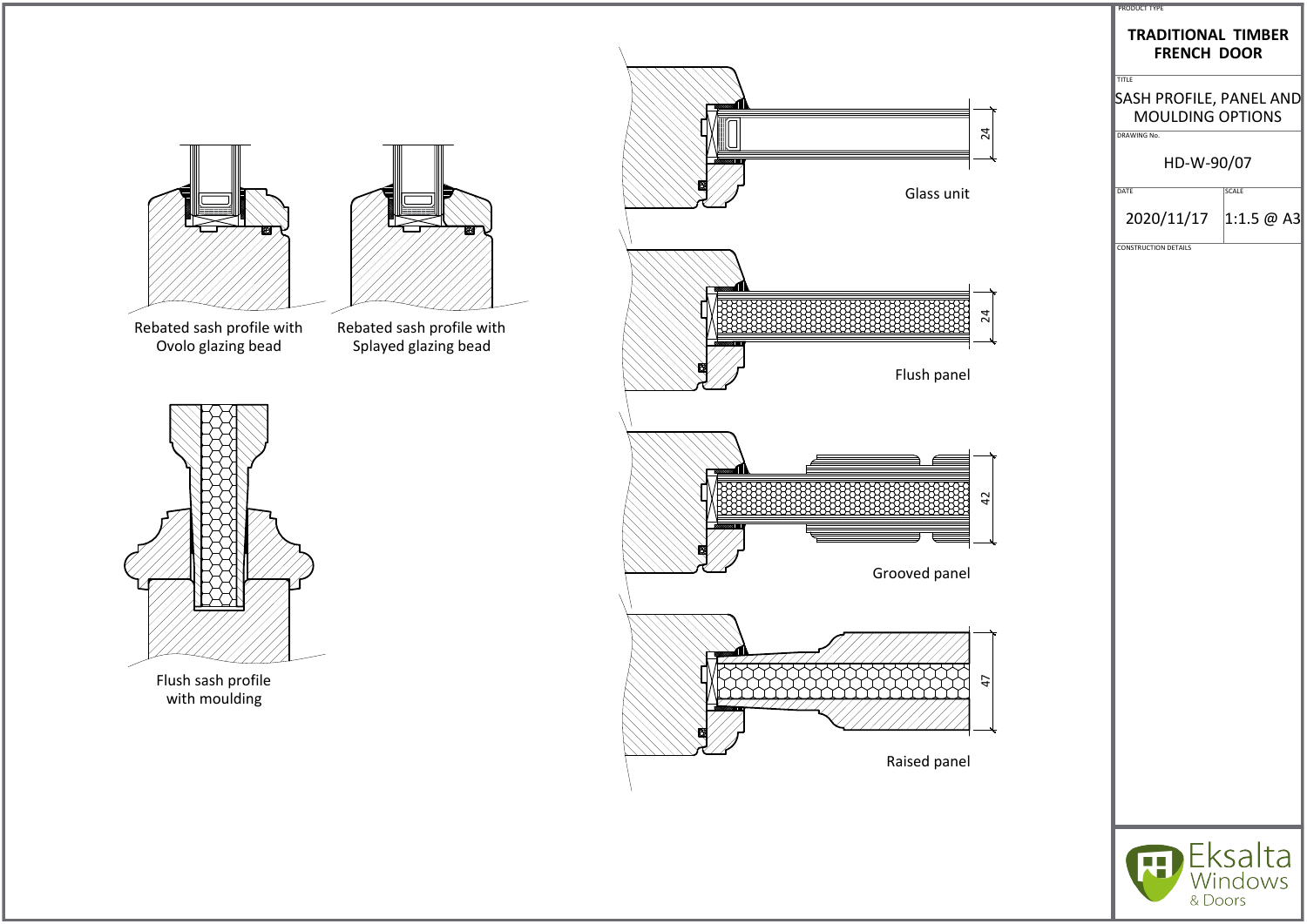Rebated sash profile with Ovolo glazing bead

Rebated sash profile with Splayed glazing bead

Flush sash profile with moulding

24

Glass unit

24

Flush panel

42

Grooved panel

47

Raised panel

PRODUCT TYPE

**TRADITIONAL TIMBER FRENCH DOOR**

TITLE

SASH PROFILE, PANEL AND MOULDING OPTIONS

DRAWING No.

HD-W-90/07

| DATE | SCALE |
| --- | --- |
| 2020/11/17 | 1:1.5 @ A3 |

CONSTRUCTION DETAILS

Eksalta Windows & Doors